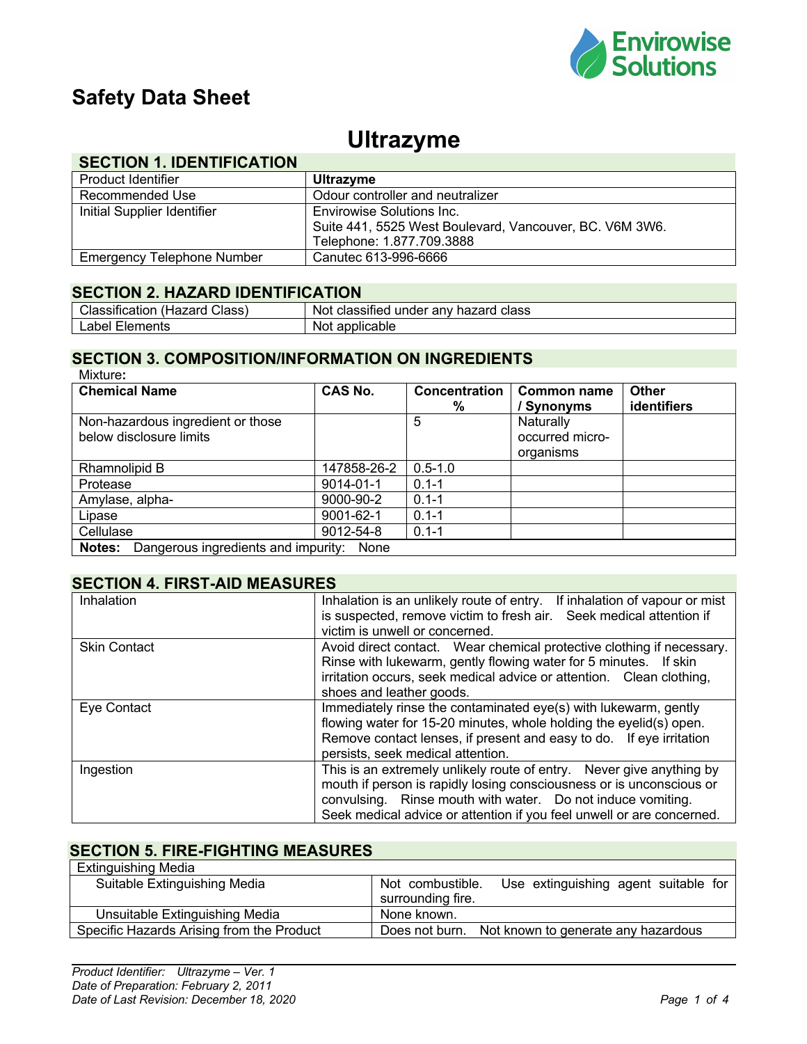# Safety Data Sheet

# Ultrazyme

## SECTION 1. IDENTIFICATION

| | |
|---|---|
| Product Identifier | **Ultrazyme** |
| Recommended Use | Odour controller and neutralizer |
| Initial Supplier Identifier | Envirowise Solutions Inc.<br>Suite 441, 5525 West Boulevard, Vancouver, BC. V6M 3W6.<br>Telephone: 1.877.709.3888 |
| Emergency Telephone Number | Canutec 613-996-6666 |

## SECTION 2. HAZARD IDENTIFICATION

| | |
|---|---|
| Classification (Hazard Class) | Not classified under any hazard class |
| Label Elements | Not applicable |

## SECTION 3. COMPOSITION/INFORMATION ON INGREDIENTS

Mixture**:**

| **Chemical Name** | **CAS No.** | **Concentration %** | **Common name / Synonyms** | **Other identifiers** |
|---|---|---|---|---|
| Non-hazardous ingredient or those below disclosure limits | | 5 | Naturally occurred micro-organisms | |
| Rhamnolipid B | 147858-26-2 | 0.5-1.0 | | |
| Protease | 9014-01-1 | 0.1-1 | | |
| Amylase, alpha- | 9000-90-2 | 0.1-1 | | |
| Lipase | 9001-62-1 | 0.1-1 | | |
| Cellulase | 9012-54-8 | 0.1-1 | | |
| **Notes:** Dangerous ingredients and impurity: None | | | | |

## SECTION 4. FIRST-AID MEASURES

| | |
|---|---|
| Inhalation | Inhalation is an unlikely route of entry. If inhalation of vapour or mist is suspected, remove victim to fresh air. Seek medical attention if victim is unwell or concerned. |
| Skin Contact | Avoid direct contact. Wear chemical protective clothing if necessary. Rinse with lukewarm, gently flowing water for 5 minutes. If skin irritation occurs, seek medical advice or attention. Clean clothing, shoes and leather goods. |
| Eye Contact | Immediately rinse the contaminated eye(s) with lukewarm, gently flowing water for 15-20 minutes, whole holding the eyelid(s) open. Remove contact lenses, if present and easy to do. If eye irritation persists, seek medical attention. |
| Ingestion | This is an extremely unlikely route of entry. Never give anything by mouth if person is rapidly losing consciousness or is unconscious or convulsing. Rinse mouth with water. Do not induce vomiting. Seek medical advice or attention if you feel unwell or are concerned. |

## SECTION 5. FIRE-FIGHTING MEASURES

| Extinguishing Media | |
|---|---|
| Suitable Extinguishing Media | Not combustible. Use extinguishing agent suitable for surrounding fire. |
| Unsuitable Extinguishing Media | None known. |
| Specific Hazards Arising from the Product | Does not burn. Not known to generate any hazardous |

*Product Identifier: Ultrazyme – Ver. 1*
*Date of Preparation: February 2, 2011*
*Date of Last Revision: December 18, 2020*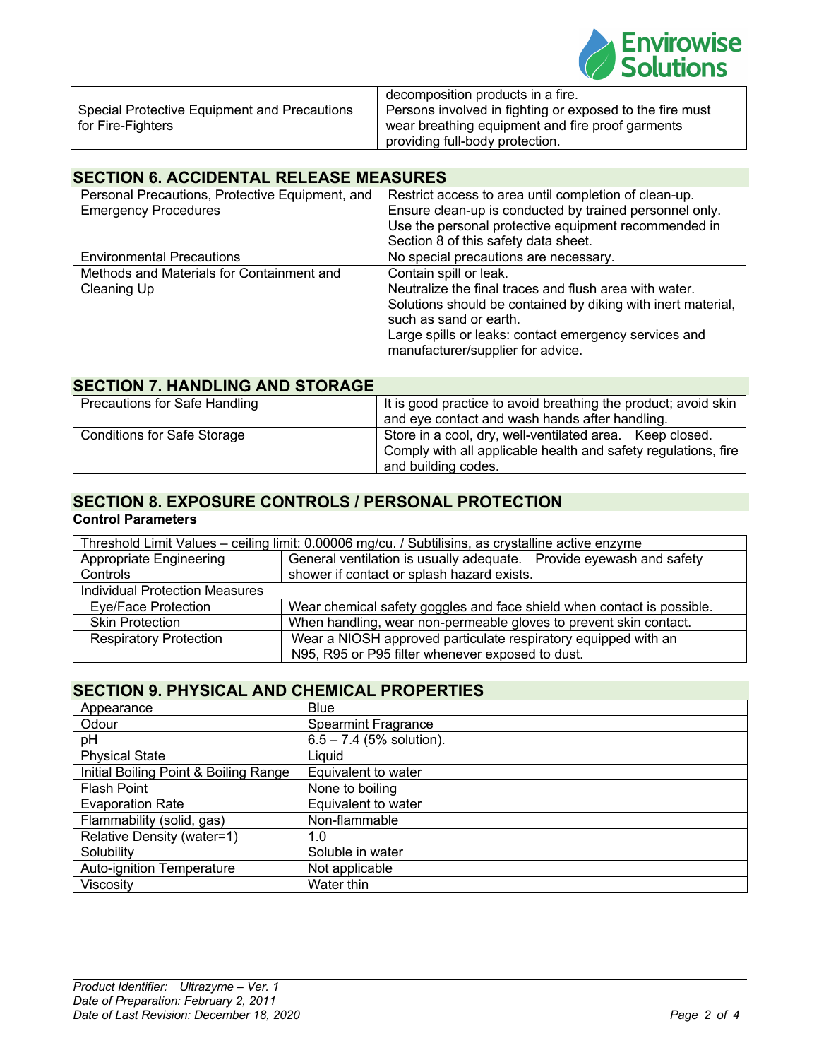| | |
|---|---|
| | decomposition products in a fire. |
| Special Protective Equipment and Precautions for Fire-Fighters | Persons involved in fighting or exposed to the fire must wear breathing equipment and fire proof garments providing full-body protection. |

## SECTION 6. ACCIDENTAL RELEASE MEASURES

| | |
|---|---|
| Personal Precautions, Protective Equipment, and Emergency Procedures | Restrict access to area until completion of clean-up. Ensure clean-up is conducted by trained personnel only. Use the personal protective equipment recommended in Section 8 of this safety data sheet. |
| Environmental Precautions | No special precautions are necessary. |
| Methods and Materials for Containment and Cleaning Up | Contain spill or leak.<br>Neutralize the final traces and flush area with water.<br>Solutions should be contained by diking with inert material, such as sand or earth.<br>Large spills or leaks: contact emergency services and manufacturer/supplier for advice. |

## SECTION 7. HANDLING AND STORAGE

| | |
|---|---|
| Precautions for Safe Handling | It is good practice to avoid breathing the product; avoid skin and eye contact and wash hands after handling. |
| Conditions for Safe Storage | Store in a cool, dry, well-ventilated area. Keep closed. Comply with all applicable health and safety regulations, fire and building codes. |

## SECTION 8. EXPOSURE CONTROLS / PERSONAL PROTECTION

**Control Parameters**

| Threshold Limit Values – ceiling limit: 0.00006 mg/cu. / Subtilisins, as crystalline active enzyme | |
|---|---|
| Appropriate Engineering Controls | General ventilation is usually adequate. Provide eyewash and safety shower if contact or splash hazard exists. |
| Individual Protection Measures | |
| Eye/Face Protection | Wear chemical safety goggles and face shield when contact is possible. |
| Skin Protection | When handling, wear non-permeable gloves to prevent skin contact. |
| Respiratory Protection | Wear a NIOSH approved particulate respiratory equipped with an N95, R95 or P95 filter whenever exposed to dust. |

## SECTION 9. PHYSICAL AND CHEMICAL PROPERTIES

| | |
|---|---|
| Appearance | Blue |
| Odour | Spearmint Fragrance |
| pH | 6.5 – 7.4 (5% solution). |
| Physical State | Liquid |
| Initial Boiling Point & Boiling Range | Equivalent to water |
| Flash Point | None to boiling |
| Evaporation Rate | Equivalent to water |
| Flammability (solid, gas) | Non-flammable |
| Relative Density (water=1) | 1.0 |
| Solubility | Soluble in water |
| Auto-ignition Temperature | Not applicable |
| Viscosity | Water thin |

*Product Identifier: Ultrazyme – Ver. 1*
*Date of Preparation: February 2, 2011*
*Date of Last Revision: December 18, 2020*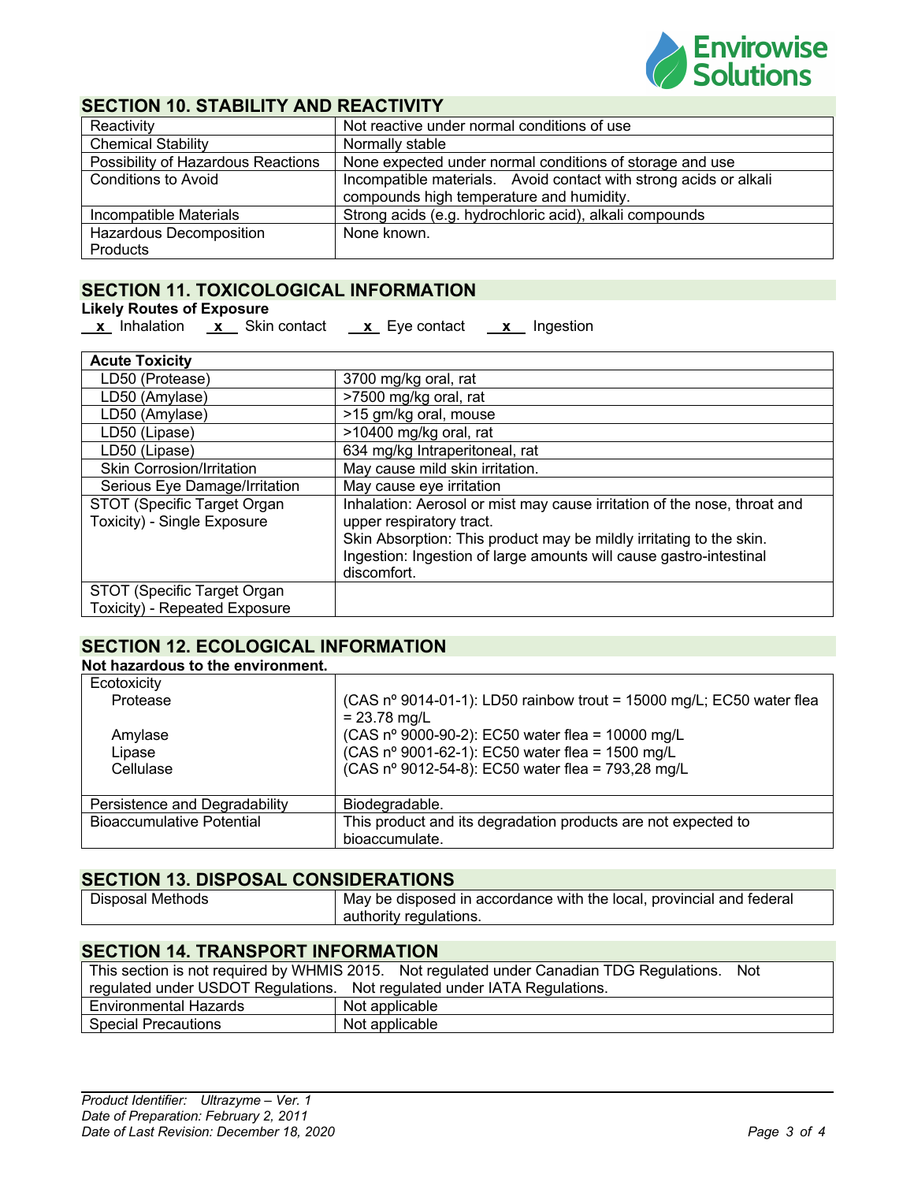## SECTION 10. STABILITY AND REACTIVITY

| | |
|---|---|
| Reactivity | Not reactive under normal conditions of use |
| Chemical Stability | Normally stable |
| Possibility of Hazardous Reactions | None expected under normal conditions of storage and use |
| Conditions to Avoid | Incompatible materials. Avoid contact with strong acids or alkali compounds high temperature and humidity. |
| Incompatible Materials | Strong acids (e.g. hydrochloric acid), alkali compounds |
| Hazardous Decomposition Products | None known. |

## SECTION 11. TOXICOLOGICAL INFORMATION

**Likely Routes of Exposure**

__x__ Inhalation __x__ Skin contact __x__ Eye contact __x__ Ingestion

| **Acute Toxicity** | |
|---|---|
| LD50 (Protease) | 3700 mg/kg oral, rat |
| LD50 (Amylase) | >7500 mg/kg oral, rat |
| LD50 (Amylase) | >15 gm/kg oral, mouse |
| LD50 (Lipase) | >10400 mg/kg oral, rat |
| LD50 (Lipase) | 634 mg/kg Intraperitoneal, rat |
| Skin Corrosion/Irritation | May cause mild skin irritation. |
| Serious Eye Damage/Irritation | May cause eye irritation |
| STOT (Specific Target Organ Toxicity) - Single Exposure | Inhalation: Aerosol or mist may cause irritation of the nose, throat and upper respiratory tract.<br>Skin Absorption: This product may be mildly irritating to the skin.<br>Ingestion: Ingestion of large amounts will cause gastro-intestinal discomfort. |
| STOT (Specific Target Organ Toxicity) - Repeated Exposure | |

## SECTION 12. ECOLOGICAL INFORMATION

**Not hazardous to the environment.**

| | |
|---|---|
| Ecotoxicity<br>Protease<br><br>Amylase<br>Lipase<br>Cellulase | <br>(CAS nº 9014-01-1): LD50 rainbow trout = 15000 mg/L; EC50 water flea = 23.78 mg/L<br>(CAS nº 9000-90-2): EC50 water flea = 10000 mg/L<br>(CAS nº 9001-62-1): EC50 water flea = 1500 mg/L<br>(CAS nº 9012-54-8): EC50 water flea = 793,28 mg/L |
| Persistence and Degradability | Biodegradable. |
| Bioaccumulative Potential | This product and its degradation products are not expected to bioaccumulate. |

## SECTION 13. DISPOSAL CONSIDERATIONS

| | |
|---|---|
| Disposal Methods | May be disposed in accordance with the local, provincial and federal authority regulations. |

## SECTION 14. TRANSPORT INFORMATION

This section is not required by WHMIS 2015. Not regulated under Canadian TDG Regulations. Not regulated under USDOT Regulations. Not regulated under IATA Regulations.

| | |
|---|---|
| Environmental Hazards | Not applicable |
| Special Precautions | Not applicable |

*Product Identifier: Ultrazyme – Ver. 1*
*Date of Preparation: February 2, 2011*
*Date of Last Revision: December 18, 2020*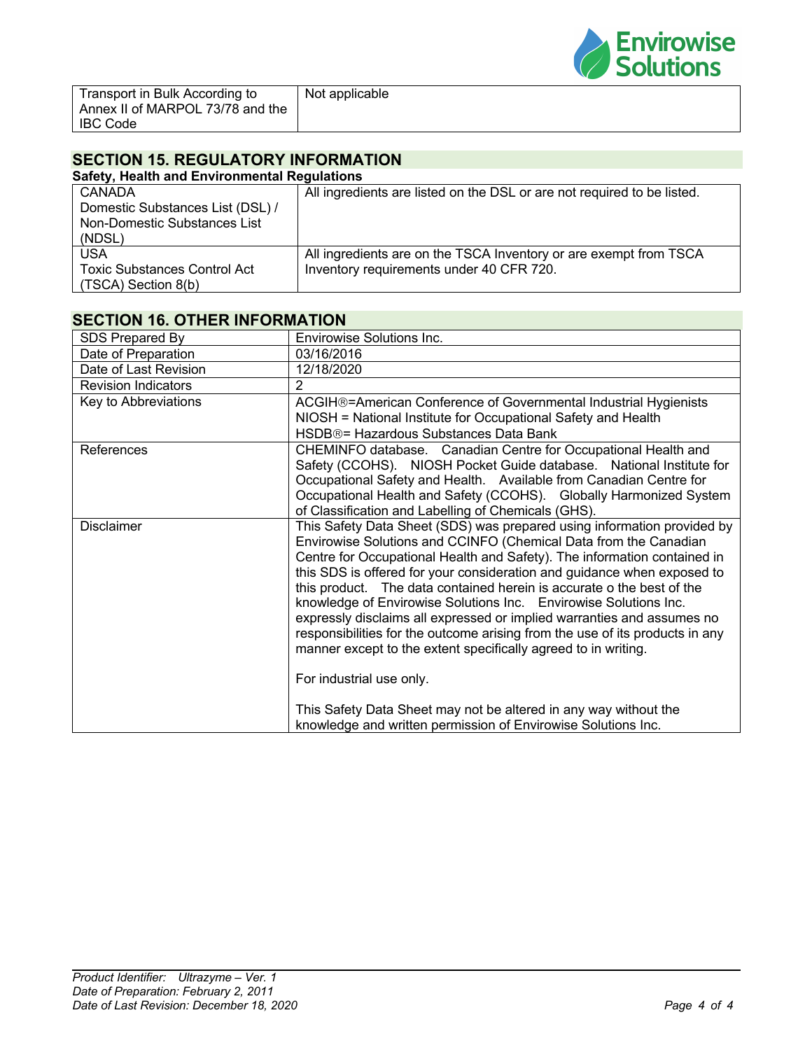| | |
|---|---|
| Transport in Bulk According to Annex II of MARPOL 73/78 and the IBC Code | Not applicable |

## SECTION 15. REGULATORY INFORMATION

**Safety, Health and Environmental Regulations**

| | |
|---|---|
| CANADA<br>Domestic Substances List (DSL) / Non-Domestic Substances List (NDSL) | All ingredients are listed on the DSL or are not required to be listed. |
| USA<br>Toxic Substances Control Act (TSCA) Section 8(b) | All ingredients are on the TSCA Inventory or are exempt from TSCA Inventory requirements under 40 CFR 720. |

## SECTION 16. OTHER INFORMATION

| | |
|---|---|
| SDS Prepared By | Envirowise Solutions Inc. |
| Date of Preparation | 03/16/2016 |
| Date of Last Revision | 12/18/2020 |
| Revision Indicators | 2 |
| Key to Abbreviations | ACGIH®=American Conference of Governmental Industrial Hygienists<br>NIOSH = National Institute for Occupational Safety and Health<br>HSDB®= Hazardous Substances Data Bank |
| References | CHEMINFO database. Canadian Centre for Occupational Health and Safety (CCOHS). NIOSH Pocket Guide database. National Institute for Occupational Safety and Health. Available from Canadian Centre for Occupational Health and Safety (CCOHS). Globally Harmonized System of Classification and Labelling of Chemicals (GHS). |
| Disclaimer | This Safety Data Sheet (SDS) was prepared using information provided by Envirowise Solutions and CCINFO (Chemical Data from the Canadian Centre for Occupational Health and Safety). The information contained in this SDS is offered for your consideration and guidance when exposed to this product. The data contained herein is accurate o the best of the knowledge of Envirowise Solutions Inc. Envirowise Solutions Inc. expressly disclaims all expressed or implied warranties and assumes no responsibilities for the outcome arising from the use of its products in any manner except to the extent specifically agreed to in writing.<br><br>For industrial use only.<br><br>This Safety Data Sheet may not be altered in any way without the knowledge and written permission of Envirowise Solutions Inc. |

*Product Identifier: Ultrazyme – Ver. 1*
*Date of Preparation: February 2, 2011*
*Date of Last Revision: December 18, 2020*